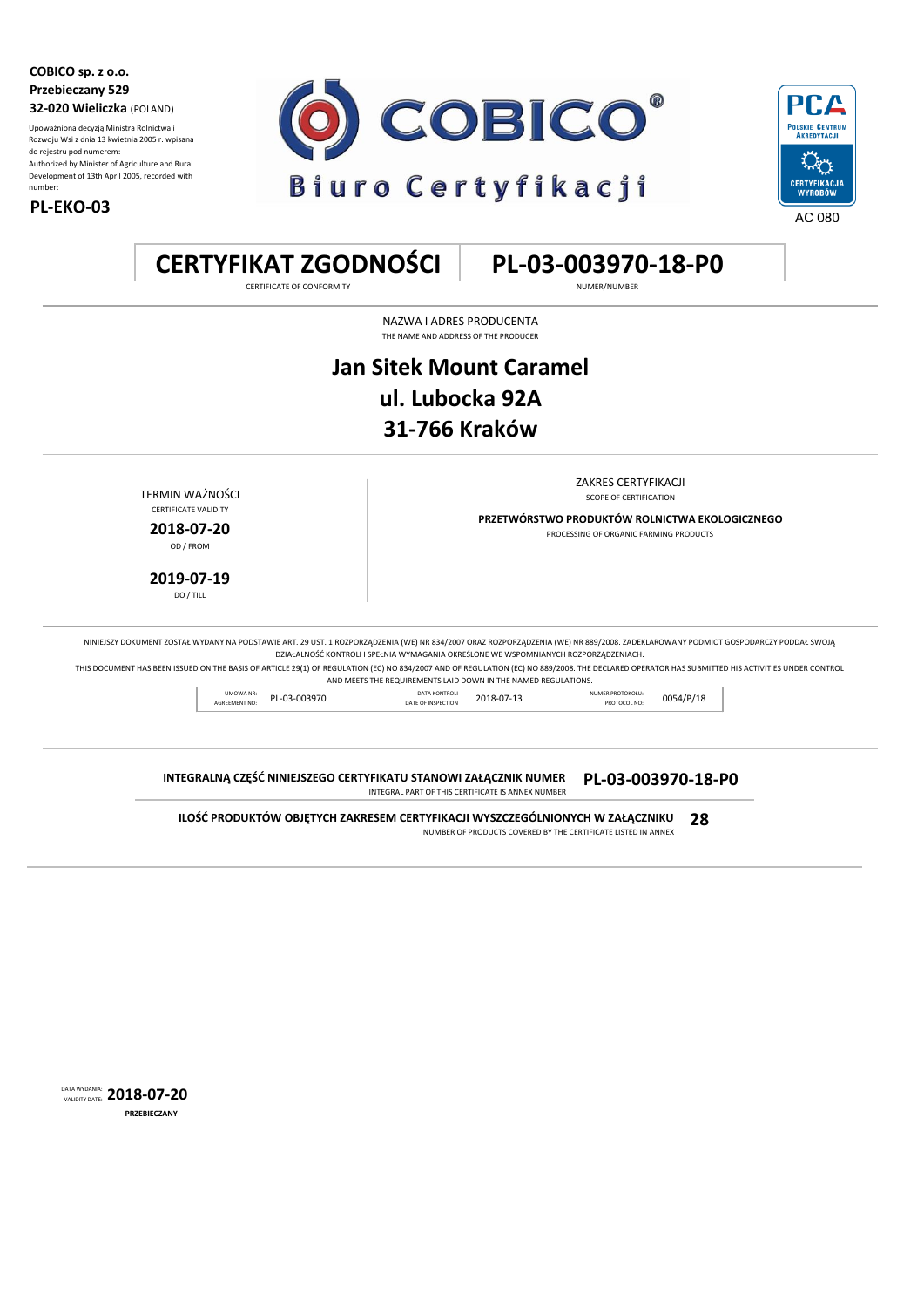**COBICO sp. z o.o.**
**Przebieczany 529**
**32-020 Wieliczka** (POLAND)

Upoważniona decyzją Ministra Rolnictwa i Rozwoju Wsi z dnia 13 kwietnia 2005 r. wpisana do rejestru pod numerem:
Authorized by Minister of Agriculture and Rural Development of 13th April 2005, recorded with number:

**PL-EKO-03**

COBICO®
Biuro Certyfikacji

PCA
Polskie Centrum Akredytacji
CERTYFIKACJA WYROBÓW
AC 080

# CERTYFIKAT ZGODNOŚCI
CERTIFICATE OF CONFORMITY

# PL-03-003970-18-P0
NUMER/NUMBER

NAZWA I ADRES PRODUCENTA
THE NAME AND ADDRESS OF THE PRODUCER

## Jan Sitek Mount Caramel
## ul. Lubocka 92A
## 31-766 Kraków

TERMIN WAŻNOŚCI
CERTIFICATE VALIDITY

**2018-07-20**
OD / FROM

**2019-07-19**
DO / TILL

ZAKRES CERTYFIKACJI
SCOPE OF CERTIFICATION

**PRZETWÓRSTWO PRODUKTÓW ROLNICTWA EKOLOGICZNEGO**
PROCESSING OF ORGANIC FARMING PRODUCTS

NINIEJSZY DOKUMENT ZOSTAŁ WYDANY NA PODSTAWIE ART. 29 UST. 1 ROZPORZĄDZENIA (WE) NR 834/2007 ORAZ ROZPORZĄDZENIA (WE) NR 889/2008. ZADEKLAROWANY PODMIOT GOSPODARCZY PODDAŁ SWOJĄ DZIAŁALNOŚĆ KONTROLI I SPEŁNIA WYMAGANIA OKREŚLONE WE WSPOMNIANYCH ROZPORZĄDZENIACH.

THIS DOCUMENT HAS BEEN ISSUED ON THE BASIS OF ARTICLE 29(1) OF REGULATION (EC) NO 834/2007 AND OF REGULATION (EC) NO 889/2008. THE DECLARED OPERATOR HAS SUBMITTED HIS ACTIVITIES UNDER CONTROL AND MEETS THE REQUIREMENTS LAID DOWN IN THE NAMED REGULATIONS.

| UMOWA NR: / AGREEMENT NO: | PL-03-003970 | DATA KONTROLI / DATE OF INSPECTION | 2018-07-13 | NUMER PROTOKOŁU: / PROTOCOL NO: | 0054/P/18 |
|---|---|---|---|---|---|

**INTEGRALNĄ CZĘŚĆ NINIEJSZEGO CERTYFIKATU STANOWI ZAŁĄCZNIK NUMER** **PL-03-003970-18-P0**
INTEGRAL PART OF THIS CERTIFICATE IS ANNEX NUMBER

**ILOŚĆ PRODUKTÓW OBJĘTYCH ZAKRESEM CERTYFIKACJI WYSZCZEGÓLNIONYCH W ZAŁĄCZNIKU** **28**
NUMBER OF PRODUCTS COVERED BY THE CERTIFICATE LISTED IN ANNEX

DATA WYDANIA: / VALIDITY DATE: **2018-07-20**
**PRZEBIECZANY**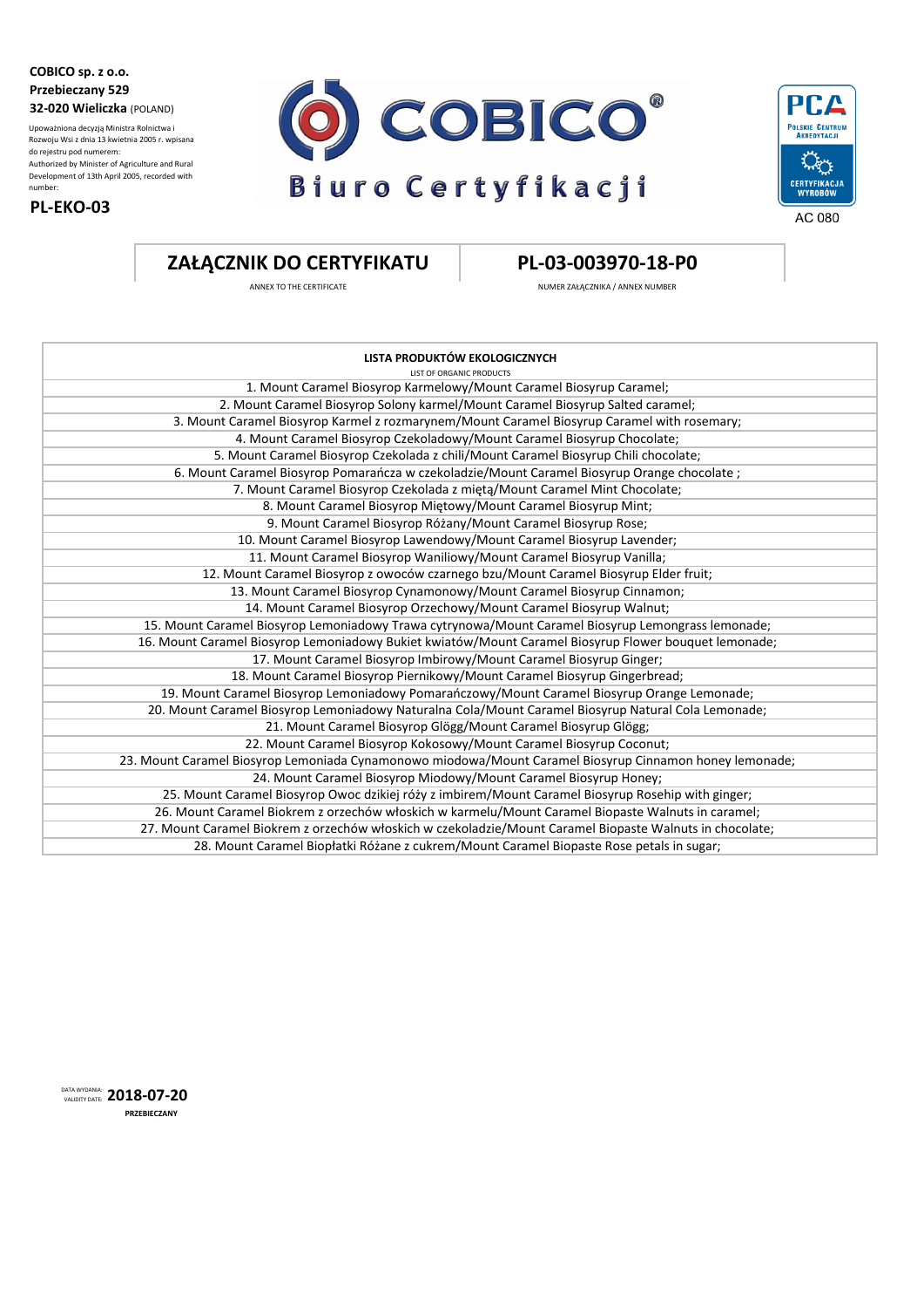**COBICO sp. z o.o.**
**Przebieczany 529**
**32-020 Wieliczka** (POLAND)

Upoważniona decyzją Ministra Rolnictwa i Rozwoju Wsi z dnia 13 kwietnia 2005 r. wpisana do rejestru pod numerem:
Authorized by Minister of Agriculture and Rural Development of 13th April 2005, recorded with number:

**PL-EKO-03**

COBICO®
Biuro Certyfikacji

PCA Polskie Centrum Akredytacji
CERTYFIKACJA WYROBÓW
AC 080

## ZAŁĄCZNIK DO CERTYFIKATU
ANNEX TO THE CERTIFICATE

## PL-03-003970-18-P0
NUMER ZAŁĄCZNIKA / ANNEX NUMBER

| **LISTA PRODUKTÓW EKOLOGICZNYCH**<br>LIST OF ORGANIC PRODUCTS |
|---|
| 1. Mount Caramel Biosyrop Karmelowy/Mount Caramel Biosyrup Caramel; |
| 2. Mount Caramel Biosyrop Solony karmel/Mount Caramel Biosyrup Salted caramel; |
| 3. Mount Caramel Biosyrop Karmel z rozmarynem/Mount Caramel Biosyrup Caramel with rosemary; |
| 4. Mount Caramel Biosyrop Czekoladowy/Mount Caramel Biosyrup Chocolate; |
| 5. Mount Caramel Biosyrop Czekolada z chili/Mount Caramel Biosyrup Chili chocolate; |
| 6. Mount Caramel Biosyrop Pomarańcza w czekoladzie/Mount Caramel Biosyrup Orange chocolate ; |
| 7. Mount Caramel Biosyrop Czekolada z miętą/Mount Caramel Mint Chocolate; |
| 8. Mount Caramel Biosyrop Miętowy/Mount Caramel Biosyrup Mint; |
| 9. Mount Caramel Biosyrop Różany/Mount Caramel Biosyrup Rose; |
| 10. Mount Caramel Biosyrop Lawendowy/Mount Caramel Biosyrup Lavender; |
| 11. Mount Caramel Biosyrop Waniliowy/Mount Caramel Biosyrup Vanilla; |
| 12. Mount Caramel Biosyrop z owoców czarnego bzu/Mount Caramel Biosyrup Elder fruit; |
| 13. Mount Caramel Biosyrop Cynamonowy/Mount Caramel Biosyrup Cinnamon; |
| 14. Mount Caramel Biosyrop Orzechowy/Mount Caramel Biosyrup Walnut; |
| 15. Mount Caramel Biosyrop Lemoniadowy Trawa cytrynowa/Mount Caramel Biosyrup Lemongrass lemonade; |
| 16. Mount Caramel Biosyrop Lemoniadowy Bukiet kwiatów/Mount Caramel Biosyrup Flower bouquet lemonade; |
| 17. Mount Caramel Biosyrop Imbirowy/Mount Caramel Biosyrup Ginger; |
| 18. Mount Caramel Biosyrop Piernikowy/Mount Caramel Biosyrup Gingerbread; |
| 19. Mount Caramel Biosyrop Lemoniadowy Pomarańczowy/Mount Caramel Biosyrup Orange Lemonade; |
| 20. Mount Caramel Biosyrop Lemoniadowy Naturalna Cola/Mount Caramel Biosyrup Natural Cola Lemonade; |
| 21. Mount Caramel Biosyrop Glögg/Mount Caramel Biosyrup Glögg; |
| 22. Mount Caramel Biosyrop Kokosowy/Mount Caramel Biosyrup Coconut; |
| 23. Mount Caramel Biosyrop Lemoniada Cynamonowo miodowa/Mount Caramel Biosyrup Cinnamon honey lemonade; |
| 24. Mount Caramel Biosyrop Miodowy/Mount Caramel Biosyrup Honey; |
| 25. Mount Caramel Biosyrop Owoc dzikiej róży z imbirem/Mount Caramel Biosyrup Rosehip with ginger; |
| 26. Mount Caramel Biokrem z orzechów włoskich w karmelu/Mount Caramel Biopaste Walnuts in caramel; |
| 27. Mount Caramel Biokrem z orzechów włoskich w czekoladzie/Mount Caramel Biopaste Walnuts in chocolate; |
| 28. Mount Caramel Biopłatki Różane z cukrem/Mount Caramel Biopaste Rose petals in sugar; |

DATA WYDANIA: VALIDITY DATE: **2018-07-20**
**PRZEBIECZANY**